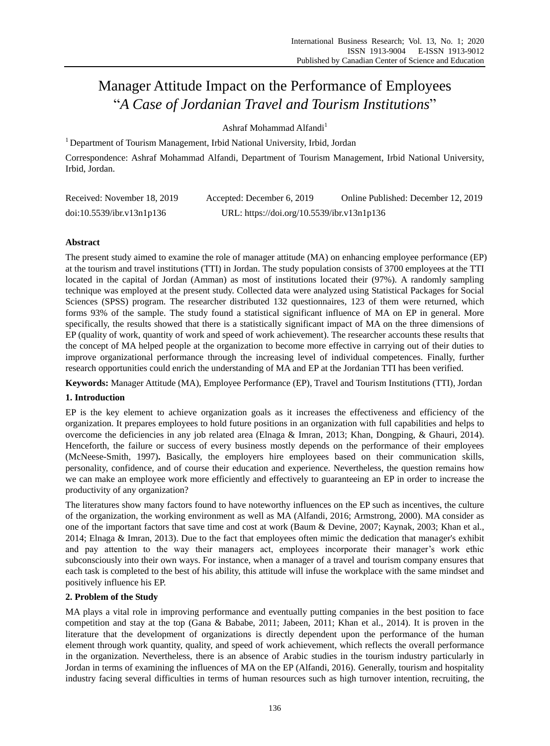# Manager Attitude Impact on the Performance of Employees "*A Case of Jordanian Travel and Tourism Institutions*"

Ashraf Mohammad Alfandi[1]

[1] Department of Tourism Management, Irbid National University, Irbid, Jordan

Correspondence: Ashraf Mohammad Alfandi, Department of Tourism Management, Irbid National University, Irbid, Jordan.

Received: November 18, 2019 Accepted: December 6, 2019 Online Published: December 12, 2019

doi:10.5539/ibr.v13n1p136 URL: https://doi.org/10.5539/ibr.v13n1p136

## Abstract

The present study aimed to examine the role of manager attitude (MA) on enhancing employee performance (EP) at the tourism and travel institutions (TTI) in Jordan. The study population consists of 3700 employees at the TTI located in the capital of Jordan (Amman) as most of institutions located their (97%). A randomly sampling technique was employed at the present study. Collected data were analyzed using Statistical Packages for Social Sciences (SPSS) program. The researcher distributed 132 questionnaires, 123 of them were returned, which forms 93% of the sample. The study found a statistical significant influence of MA on EP in general. More specifically, the results showed that there is a statistically significant impact of MA on the three dimensions of EP (quality of work, quantity of work and speed of work achievement). The researcher accounts these results that the concept of MA helped people at the organization to become more effective in carrying out of their duties to improve organizational performance through the increasing level of individual competences. Finally, further research opportunities could enrich the understanding of MA and EP at the Jordanian TTI has been verified.

**Keywords:** Manager Attitude (MA), Employee Performance (EP), Travel and Tourism Institutions (TTI), Jordan

## 1. Introduction

EP is the key element to achieve organization goals as it increases the effectiveness and efficiency of the organization. It prepares employees to hold future positions in an organization with full capabilities and helps to overcome the deficiencies in any job related area (Elnaga & Imran, 2013; Khan, Dongping, & Ghauri, 2014). Henceforth, the failure or success of every business mostly depends on the performance of their employees (McNeese-Smith, 1997)**.** Basically, the employers hire employees based on their communication skills, personality, confidence, and of course their education and experience. Nevertheless, the question remains how we can make an employee work more efficiently and effectively to guaranteeing an EP in order to increase the productivity of any organization?

The literatures show many factors found to have noteworthy influences on the EP such as incentives, the culture of the organization, the working environment as well as MA (Alfandi, 2016; Armstrong, 2000). MA consider as one of the important factors that save time and cost at work (Baum & Devine, 2007; Kaynak, 2003; Khan et al., 2014; Elnaga & Imran, 2013). Due to the fact that employees often mimic the dedication that manager's exhibit and pay attention to the way their managers act, employees incorporate their manager's work ethic subconsciously into their own ways. For instance, when a manager of a travel and tourism company ensures that each task is completed to the best of his ability, this attitude will infuse the workplace with the same mindset and positively influence his EP.

## 2. Problem of the Study

MA plays a vital role in improving performance and eventually putting companies in the best position to face competition and stay at the top (Gana & Bababe, 2011; Jabeen, 2011; Khan et al., 2014). It is proven in the literature that the development of organizations is directly dependent upon the performance of the human element through work quantity, quality, and speed of work achievement, which reflects the overall performance in the organization. Nevertheless, there is an absence of Arabic studies in the tourism industry particularly in Jordan in terms of examining the influences of MA on the EP (Alfandi, 2016). Generally, tourism and hospitality industry facing several difficulties in terms of human resources such as high turnover intention, recruiting, the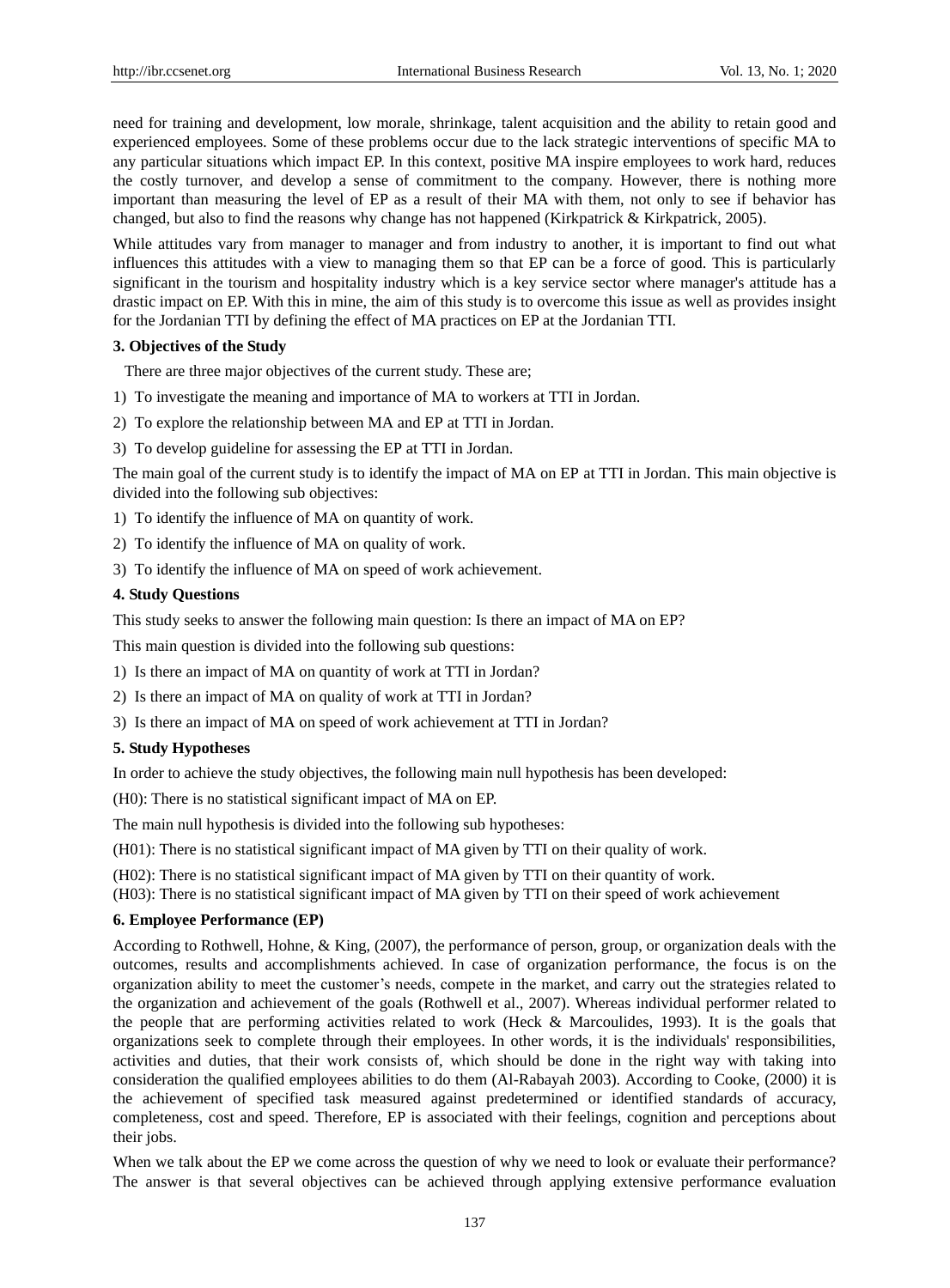need for training and development, low morale, shrinkage, talent acquisition and the ability to retain good and experienced employees. Some of these problems occur due to the lack strategic interventions of specific MA to any particular situations which impact EP. In this context, positive MA inspire employees to work hard, reduces the costly turnover, and develop a sense of commitment to the company. However, there is nothing more important than measuring the level of EP as a result of their MA with them, not only to see if behavior has changed, but also to find the reasons why change has not happened (Kirkpatrick & Kirkpatrick, 2005).

While attitudes vary from manager to manager and from industry to another, it is important to find out what influences this attitudes with a view to managing them so that EP can be a force of good. This is particularly significant in the tourism and hospitality industry which is a key service sector where manager's attitude has a drastic impact on EP. With this in mine, the aim of this study is to overcome this issue as well as provides insight for the Jordanian TTI by defining the effect of MA practices on EP at the Jordanian TTI.

## 3. Objectives of the Study

There are three major objectives of the current study. These are;

1) To investigate the meaning and importance of MA to workers at TTI in Jordan.
2) To explore the relationship between MA and EP at TTI in Jordan.
3) To develop guideline for assessing the EP at TTI in Jordan.

The main goal of the current study is to identify the impact of MA on EP at TTI in Jordan. This main objective is divided into the following sub objectives:

1) To identify the influence of MA on quantity of work.
2) To identify the influence of MA on quality of work.
3) To identify the influence of MA on speed of work achievement.

## 4. Study Questions

This study seeks to answer the following main question: Is there an impact of MA on EP?

This main question is divided into the following sub questions:

1) Is there an impact of MA on quantity of work at TTI in Jordan?
2) Is there an impact of MA on quality of work at TTI in Jordan?
3) Is there an impact of MA on speed of work achievement at TTI in Jordan?

## 5. Study Hypotheses

In order to achieve the study objectives, the following main null hypothesis has been developed:

(H0): There is no statistical significant impact of MA on EP.

The main null hypothesis is divided into the following sub hypotheses:

(H01): There is no statistical significant impact of MA given by TTI on their quality of work.

(H02): There is no statistical significant impact of MA given by TTI on their quantity of work.

(H03): There is no statistical significant impact of MA given by TTI on their speed of work achievement

## 6. Employee Performance (EP)

According to Rothwell, Hohne, & King, (2007), the performance of person, group, or organization deals with the outcomes, results and accomplishments achieved. In case of organization performance, the focus is on the organization ability to meet the customer's needs, compete in the market, and carry out the strategies related to the organization and achievement of the goals (Rothwell et al., 2007). Whereas individual performer related to the people that are performing activities related to work (Heck & Marcoulides, 1993). It is the goals that organizations seek to complete through their employees. In other words, it is the individuals' responsibilities, activities and duties, that their work consists of, which should be done in the right way with taking into consideration the qualified employees abilities to do them (Al-Rabayah 2003). According to Cooke, (2000) it is the achievement of specified task measured against predetermined or identified standards of accuracy, completeness, cost and speed. Therefore, EP is associated with their feelings, cognition and perceptions about their jobs.

When we talk about the EP we come across the question of why we need to look or evaluate their performance? The answer is that several objectives can be achieved through applying extensive performance evaluation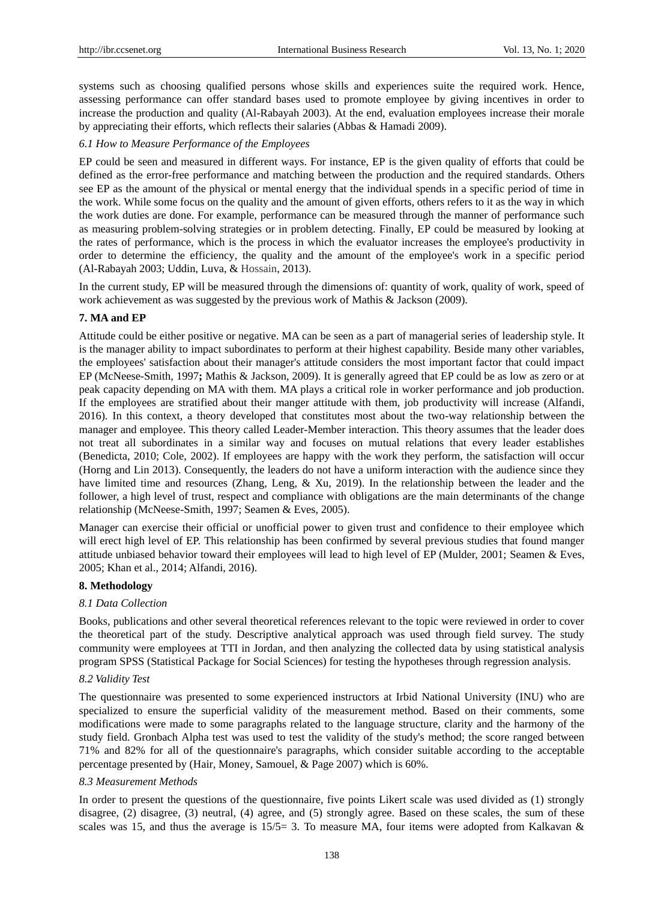systems such as choosing qualified persons whose skills and experiences suite the required work. Hence, assessing performance can offer standard bases used to promote employee by giving incentives in order to increase the production and quality (Al-Rabayah 2003). At the end, evaluation employees increase their morale by appreciating their efforts, which reflects their salaries (Abbas & Hamadi 2009).

### *6.1 How to Measure Performance of the Employees*

EP could be seen and measured in different ways. For instance, EP is the given quality of efforts that could be defined as the error-free performance and matching between the production and the required standards. Others see EP as the amount of the physical or mental energy that the individual spends in a specific period of time in the work. While some focus on the quality and the amount of given efforts, others refers to it as the way in which the work duties are done. For example, performance can be measured through the manner of performance such as measuring problem-solving strategies or in problem detecting. Finally, EP could be measured by looking at the rates of performance, which is the process in which the evaluator increases the employee's productivity in order to determine the efficiency, the quality and the amount of the employee's work in a specific period (Al-Rabayah 2003; Uddin, Luva, & Hossain, 2013).

In the current study, EP will be measured through the dimensions of: quantity of work, quality of work, speed of work achievement as was suggested by the previous work of Mathis & Jackson (2009).

## **7. MA and EP**

Attitude could be either positive or negative. MA can be seen as a part of managerial series of leadership style. It is the manager ability to impact subordinates to perform at their highest capability. Beside many other variables, the employees' satisfaction about their manager's attitude considers the most important factor that could impact EP (McNeese-Smith, 1997**;** Mathis & Jackson, 2009). It is generally agreed that EP could be as low as zero or at peak capacity depending on MA with them. MA plays a critical role in worker performance and job production. If the employees are stratified about their manger attitude with them, job productivity will increase (Alfandi, 2016). In this context, a theory developed that constitutes most about the two-way relationship between the manager and employee. This theory called Leader-Member interaction. This theory assumes that the leader does not treat all subordinates in a similar way and focuses on mutual relations that every leader establishes (Benedicta, 2010; Cole, 2002). If employees are happy with the work they perform, the satisfaction will occur (Horng and Lin 2013). Consequently, the leaders do not have a uniform interaction with the audience since they have limited time and resources (Zhang, Leng, & Xu, 2019). In the relationship between the leader and the follower, a high level of trust, respect and compliance with obligations are the main determinants of the change relationship (McNeese-Smith, 1997; Seamen & Eves, 2005).

Manager can exercise their official or unofficial power to given trust and confidence to their employee which will erect high level of EP. This relationship has been confirmed by several previous studies that found manger attitude unbiased behavior toward their employees will lead to high level of EP (Mulder, 2001; Seamen & Eves, 2005; Khan et al., 2014; Alfandi, 2016).

## **8. Methodology**

### *8.1 Data Collection*

Books, publications and other several theoretical references relevant to the topic were reviewed in order to cover the theoretical part of the study. Descriptive analytical approach was used through field survey. The study community were employees at TTI in Jordan, and then analyzing the collected data by using statistical analysis program SPSS (Statistical Package for Social Sciences) for testing the hypotheses through regression analysis.

### *8.2 Validity Test*

The questionnaire was presented to some experienced instructors at Irbid National University (INU) who are specialized to ensure the superficial validity of the measurement method. Based on their comments, some modifications were made to some paragraphs related to the language structure, clarity and the harmony of the study field. Gronbach Alpha test was used to test the validity of the study's method; the score ranged between 71% and 82% for all of the questionnaire's paragraphs, which consider suitable according to the acceptable percentage presented by (Hair, Money, Samouel, & Page 2007) which is 60%.

### *8.3 Measurement Methods*

In order to present the questions of the questionnaire, five points Likert scale was used divided as (1) strongly disagree, (2) disagree, (3) neutral, (4) agree, and (5) strongly agree. Based on these scales, the sum of these scales was 15, and thus the average is 15/5= 3. To measure MA, four items were adopted from Kalkavan &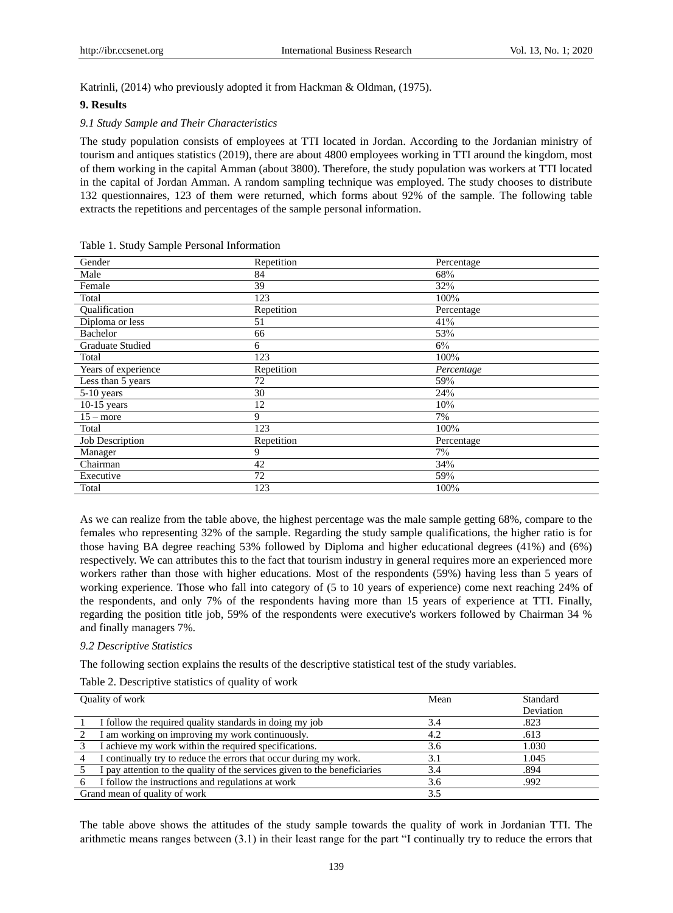Katrinli, (2014) who previously adopted it from Hackman & Oldman, (1975).

## 9. Results

### *9.1 Study Sample and Their Characteristics*

The study population consists of employees at TTI located in Jordan. According to the Jordanian ministry of tourism and antiques statistics (2019), there are about 4800 employees working in TTI around the kingdom, most of them working in the capital Amman (about 3800). Therefore, the study population was workers at TTI located in the capital of Jordan Amman. A random sampling technique was employed. The study chooses to distribute 132 questionnaires, 123 of them were returned, which forms about 92% of the sample. The following table extracts the repetitions and percentages of the sample personal information.

Table 1. Study Sample Personal Information

| Gender | Repetition | Percentage |
|---|---|---|
| Male | 84 | 68% |
| Female | 39 | 32% |
| Total | 123 | 100% |
| Qualification | Repetition | Percentage |
| Diploma or less | 51 | 41% |
| Bachelor | 66 | 53% |
| Graduate Studied | 6 | 6% |
| Total | 123 | 100% |
| Years of experience | Repetition | *Percentage* |
| Less than 5 years | 72 | 59% |
| 5-10 years | 30 | 24% |
| 10-15 years | 12 | 10% |
| 15 – more | 9 | 7% |
| Total | 123 | 100% |
| Job Description | Repetition | Percentage |
| Manager | 9 | 7% |
| Chairman | 42 | 34% |
| Executive | 72 | 59% |
| Total | 123 | 100% |

As we can realize from the table above, the highest percentage was the male sample getting 68%, compare to the females who representing 32% of the sample. Regarding the study sample qualifications, the higher ratio is for those having BA degree reaching 53% followed by Diploma and higher educational degrees (41%) and (6%) respectively. We can attributes this to the fact that tourism industry in general requires more an experienced more workers rather than those with higher educations. Most of the respondents (59%) having less than 5 years of working experience. Those who fall into category of (5 to 10 years of experience) come next reaching 24% of the respondents, and only 7% of the respondents having more than 15 years of experience at TTI. Finally, regarding the position title job, 59% of the respondents were executive's workers followed by Chairman 34 % and finally managers 7%.

### *9.2 Descriptive Statistics*

The following section explains the results of the descriptive statistical test of the study variables.

Table 2. Descriptive statistics of quality of work

| | Quality of work | Mean | Standard Deviation |
|---|---|---|---|
| 1 | I follow the required quality standards in doing my job | 3.4 | .823 |
| 2 | I am working on improving my work continuously. | 4.2 | .613 |
| 3 | I achieve my work within the required specifications. | 3.6 | 1.030 |
| 4 | I continually try to reduce the errors that occur during my work. | 3.1 | 1.045 |
| 5 | I pay attention to the quality of the services given to the beneficiaries | 3.4 | .894 |
| 6 | I follow the instructions and regulations at work | 3.6 | .992 |
| Grand mean of quality of work | | 3.5 | |

The table above shows the attitudes of the study sample towards the quality of work in Jordanian TTI. The arithmetic means ranges between (3.1) in their least range for the part "I continually try to reduce the errors that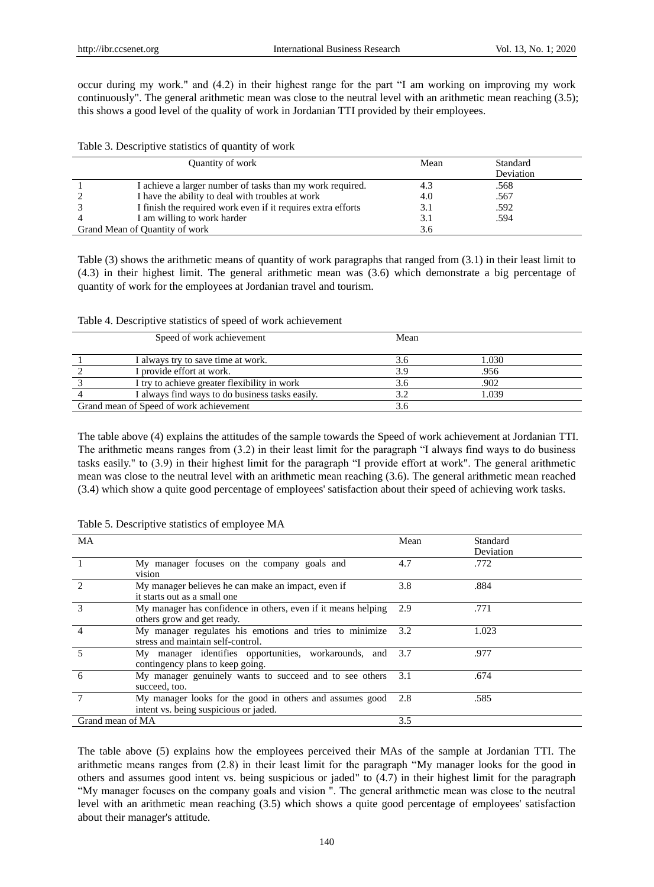occur during my work." and (4.2) in their highest range for the part "I am working on improving my work continuously". The general arithmetic mean was close to the neutral level with an arithmetic mean reaching (3.5); this shows a good level of the quality of work in Jordanian TTI provided by their employees.

Table 3. Descriptive statistics of quantity of work

| | Quantity of work | Mean | Standard Deviation |
|---|---|---|---|
| 1 | I achieve a larger number of tasks than my work required. | 4.3 | .568 |
| 2 | I have the ability to deal with troubles at work | 4.0 | .567 |
| 3 | I finish the required work even if it requires extra efforts | 3.1 | .592 |
| 4 | I am willing to work harder | 3.1 | .594 |
| Grand Mean of Quantity of work | | 3.6 | |

Table (3) shows the arithmetic means of quantity of work paragraphs that ranged from (3.1) in their least limit to (4.3) in their highest limit. The general arithmetic mean was (3.6) which demonstrate a big percentage of quantity of work for the employees at Jordanian travel and tourism.

Table 4. Descriptive statistics of speed of work achievement

| | Speed of work achievement | Mean | |
|---|---|---|---|
| 1 | I always try to save time at work. | 3.6 | 1.030 |
| 2 | I provide effort at work. | 3.9 | .956 |
| 3 | I try to achieve greater flexibility in work | 3.6 | .902 |
| 4 | I always find ways to do business tasks easily. | 3.2 | 1.039 |
| Grand mean of Speed of work achievement | | 3.6 | |

The table above (4) explains the attitudes of the sample towards the Speed of work achievement at Jordanian TTI. The arithmetic means ranges from (3.2) in their least limit for the paragraph "I always find ways to do business tasks easily." to (3.9) in their highest limit for the paragraph "I provide effort at work". The general arithmetic mean was close to the neutral level with an arithmetic mean reaching (3.6). The general arithmetic mean reached (3.4) which show a quite good percentage of employees' satisfaction about their speed of achieving work tasks.

Table 5. Descriptive statistics of employee MA

| MA | | Mean | Standard Deviation |
|---|---|---|---|
| 1 | My manager focuses on the company goals and vision | 4.7 | .772 |
| 2 | My manager believes he can make an impact, even if it starts out as a small one | 3.8 | .884 |
| 3 | My manager has confidence in others, even if it means helping others grow and get ready. | 2.9 | .771 |
| 4 | My manager regulates his emotions and tries to minimize stress and maintain self-control. | 3.2 | 1.023 |
| 5 | My manager identifies opportunities, workarounds, and contingency plans to keep going. | 3.7 | .977 |
| 6 | My manager genuinely wants to succeed and to see others succeed, too. | 3.1 | .674 |
| 7 | My manager looks for the good in others and assumes good intent vs. being suspicious or jaded. | 2.8 | .585 |
| Grand mean of MA | | 3.5 | |

The table above (5) explains how the employees perceived their MAs of the sample at Jordanian TTI. The arithmetic means ranges from (2.8) in their least limit for the paragraph "My manager looks for the good in others and assumes good intent vs. being suspicious or jaded" to (4.7) in their highest limit for the paragraph "My manager focuses on the company goals and vision ". The general arithmetic mean was close to the neutral level with an arithmetic mean reaching (3.5) which shows a quite good percentage of employees' satisfaction about their manager's attitude.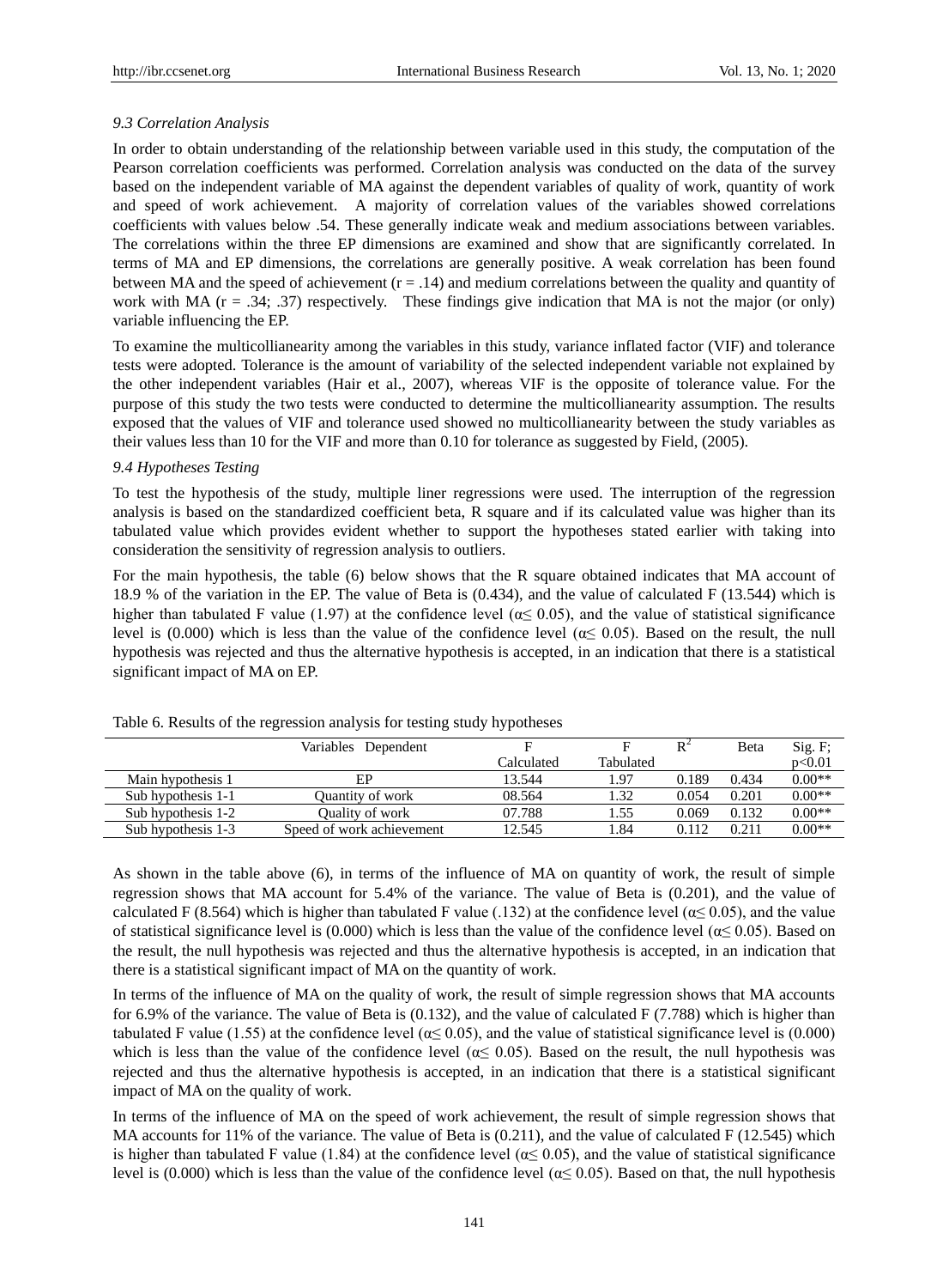*9.3 Correlation Analysis*

In order to obtain understanding of the relationship between variable used in this study, the computation of the Pearson correlation coefficients was performed. Correlation analysis was conducted on the data of the survey based on the independent variable of MA against the dependent variables of quality of work, quantity of work and speed of work achievement. A majority of correlation values of the variables showed correlations coefficients with values below .54. These generally indicate weak and medium associations between variables. The correlations within the three EP dimensions are examined and show that are significantly correlated. In terms of MA and EP dimensions, the correlations are generally positive. A weak correlation has been found between MA and the speed of achievement (r = .14) and medium correlations between the quality and quantity of work with MA (r = .34; .37) respectively. These findings give indication that MA is not the major (or only) variable influencing the EP.

To examine the multicollianearity among the variables in this study, variance inflated factor (VIF) and tolerance tests were adopted. Tolerance is the amount of variability of the selected independent variable not explained by the other independent variables (Hair et al., 2007), whereas VIF is the opposite of tolerance value. For the purpose of this study the two tests were conducted to determine the multicollianearity assumption. The results exposed that the values of VIF and tolerance used showed no multicollianearity between the study variables as their values less than 10 for the VIF and more than 0.10 for tolerance as suggested by Field, (2005).

*9.4 Hypotheses Testing*

To test the hypothesis of the study, multiple liner regressions were used. The interruption of the regression analysis is based on the standardized coefficient beta, R square and if its calculated value was higher than its tabulated value which provides evident whether to support the hypotheses stated earlier with taking into consideration the sensitivity of regression analysis to outliers.

For the main hypothesis, the table (6) below shows that the R square obtained indicates that MA account of 18.9 % of the variation in the EP. The value of Beta is (0.434), and the value of calculated F (13.544) which is higher than tabulated F value (1.97) at the confidence level (α≤ 0.05), and the value of statistical significance level is (0.000) which is less than the value of the confidence level (α≤ 0.05). Based on the result, the null hypothesis was rejected and thus the alternative hypothesis is accepted, in an indication that there is a statistical significant impact of MA on EP.

Table 6. Results of the regression analysis for testing study hypotheses

| | Variables Dependent | F Calculated | F Tabulated | $R^2$ | Beta | Sig. F; p<0.01 |
|---|---|---|---|---|---|---|
| Main hypothesis 1 | EP | 13.544 | 1.97 | 0.189 | 0.434 | 0.00** |
| Sub hypothesis 1-1 | Quantity of work | 08.564 | 1.32 | 0.054 | 0.201 | 0.00** |
| Sub hypothesis 1-2 | Quality of work | 07.788 | 1.55 | 0.069 | 0.132 | 0.00** |
| Sub hypothesis 1-3 | Speed of work achievement | 12.545 | 1.84 | 0.112 | 0.211 | 0.00** |

As shown in the table above (6), in terms of the influence of MA on quantity of work, the result of simple regression shows that MA account for 5.4% of the variance. The value of Beta is (0.201), and the value of calculated F (8.564) which is higher than tabulated F value (.132) at the confidence level (α≤ 0.05), and the value of statistical significance level is (0.000) which is less than the value of the confidence level (α≤ 0.05). Based on the result, the null hypothesis was rejected and thus the alternative hypothesis is accepted, in an indication that there is a statistical significant impact of MA on the quantity of work.

In terms of the influence of MA on the quality of work, the result of simple regression shows that MA accounts for 6.9% of the variance. The value of Beta is (0.132), and the value of calculated F (7.788) which is higher than tabulated F value (1.55) at the confidence level (α≤ 0.05), and the value of statistical significance level is (0.000) which is less than the value of the confidence level (α≤ 0.05). Based on the result, the null hypothesis was rejected and thus the alternative hypothesis is accepted, in an indication that there is a statistical significant impact of MA on the quality of work.

In terms of the influence of MA on the speed of work achievement, the result of simple regression shows that MA accounts for 11% of the variance. The value of Beta is (0.211), and the value of calculated F (12.545) which is higher than tabulated F value (1.84) at the confidence level (α≤ 0.05), and the value of statistical significance level is (0.000) which is less than the value of the confidence level (α≤ 0.05). Based on that, the null hypothesis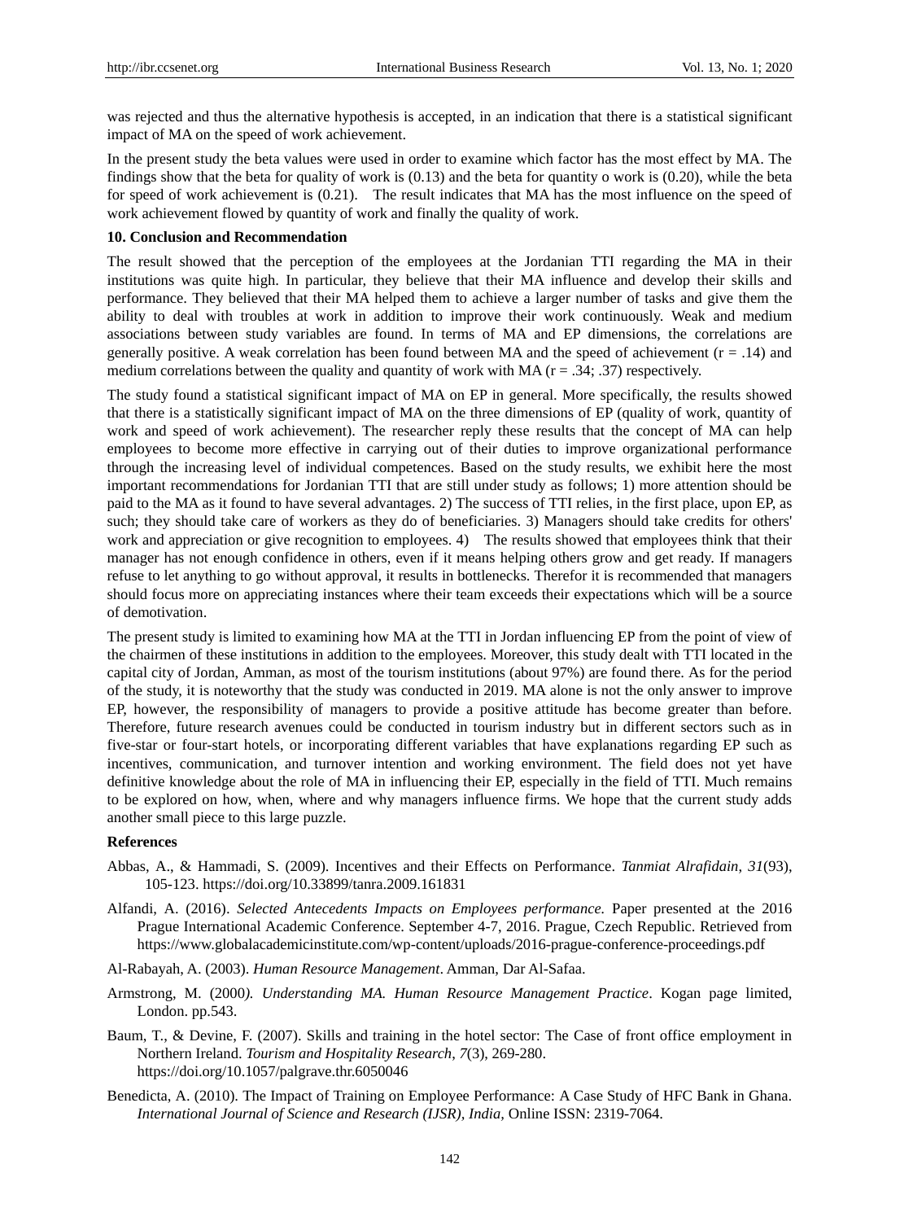was rejected and thus the alternative hypothesis is accepted, in an indication that there is a statistical significant impact of MA on the speed of work achievement.

In the present study the beta values were used in order to examine which factor has the most effect by MA. The findings show that the beta for quality of work is (0.13) and the beta for quantity o work is (0.20), while the beta for speed of work achievement is (0.21). The result indicates that MA has the most influence on the speed of work achievement flowed by quantity of work and finally the quality of work.

## 10. Conclusion and Recommendation

The result showed that the perception of the employees at the Jordanian TTI regarding the MA in their institutions was quite high. In particular, they believe that their MA influence and develop their skills and performance. They believed that their MA helped them to achieve a larger number of tasks and give them the ability to deal with troubles at work in addition to improve their work continuously. Weak and medium associations between study variables are found. In terms of MA and EP dimensions, the correlations are generally positive. A weak correlation has been found between MA and the speed of achievement ($r = .14$) and medium correlations between the quality and quantity of work with MA ($r = .34; .37$) respectively.

The study found a statistical significant impact of MA on EP in general. More specifically, the results showed that there is a statistically significant impact of MA on the three dimensions of EP (quality of work, quantity of work and speed of work achievement). The researcher reply these results that the concept of MA can help employees to become more effective in carrying out of their duties to improve organizational performance through the increasing level of individual competences. Based on the study results, we exhibit here the most important recommendations for Jordanian TTI that are still under study as follows; 1) more attention should be paid to the MA as it found to have several advantages. 2) The success of TTI relies, in the first place, upon EP, as such; they should take care of workers as they do of beneficiaries. 3) Managers should take credits for others' work and appreciation or give recognition to employees. 4) The results showed that employees think that their manager has not enough confidence in others, even if it means helping others grow and get ready. If managers refuse to let anything to go without approval, it results in bottlenecks. Therefor it is recommended that managers should focus more on appreciating instances where their team exceeds their expectations which will be a source of demotivation.

The present study is limited to examining how MA at the TTI in Jordan influencing EP from the point of view of the chairmen of these institutions in addition to the employees. Moreover, this study dealt with TTI located in the capital city of Jordan, Amman, as most of the tourism institutions (about 97%) are found there. As for the period of the study, it is noteworthy that the study was conducted in 2019. MA alone is not the only answer to improve EP, however, the responsibility of managers to provide a positive attitude has become greater than before. Therefore, future research avenues could be conducted in tourism industry but in different sectors such as in five-star or four-start hotels, or incorporating different variables that have explanations regarding EP such as incentives, communication, and turnover intention and working environment. The field does not yet have definitive knowledge about the role of MA in influencing their EP, especially in the field of TTI. Much remains to be explored on how, when, where and why managers influence firms. We hope that the current study adds another small piece to this large puzzle.

## References

Abbas, A., & Hammadi, S. (2009). Incentives and their Effects on Performance. *Tanmiat Alrafidain*, *31*(93), 105-123. https://doi.org/10.33899/tanra.2009.161831

Alfandi, A. (2016). *Selected Antecedents Impacts on Employees performance.* Paper presented at the 2016 Prague International Academic Conference. September 4-7, 2016. Prague, Czech Republic. Retrieved from https://www.globalacademicinstitute.com/wp-content/uploads/2016-prague-conference-proceedings.pdf

Al-Rabayah, A. (2003). *Human Resource Management*. Amman, Dar Al-Safaa.

Armstrong, M. (2000*). Understanding MA. Human Resource Management Practice*. Kogan page limited, London. pp.543.

Baum, T., & Devine, F. (2007). Skills and training in the hotel sector: The Case of front office employment in Northern Ireland. *Tourism and Hospitality Research*, *7*(3), 269-280. https://doi.org/10.1057/palgrave.thr.6050046

Benedicta, A. (2010). The Impact of Training on Employee Performance: A Case Study of HFC Bank in Ghana. *International Journal of Science and Research (IJSR), India,* Online ISSN: 2319-7064.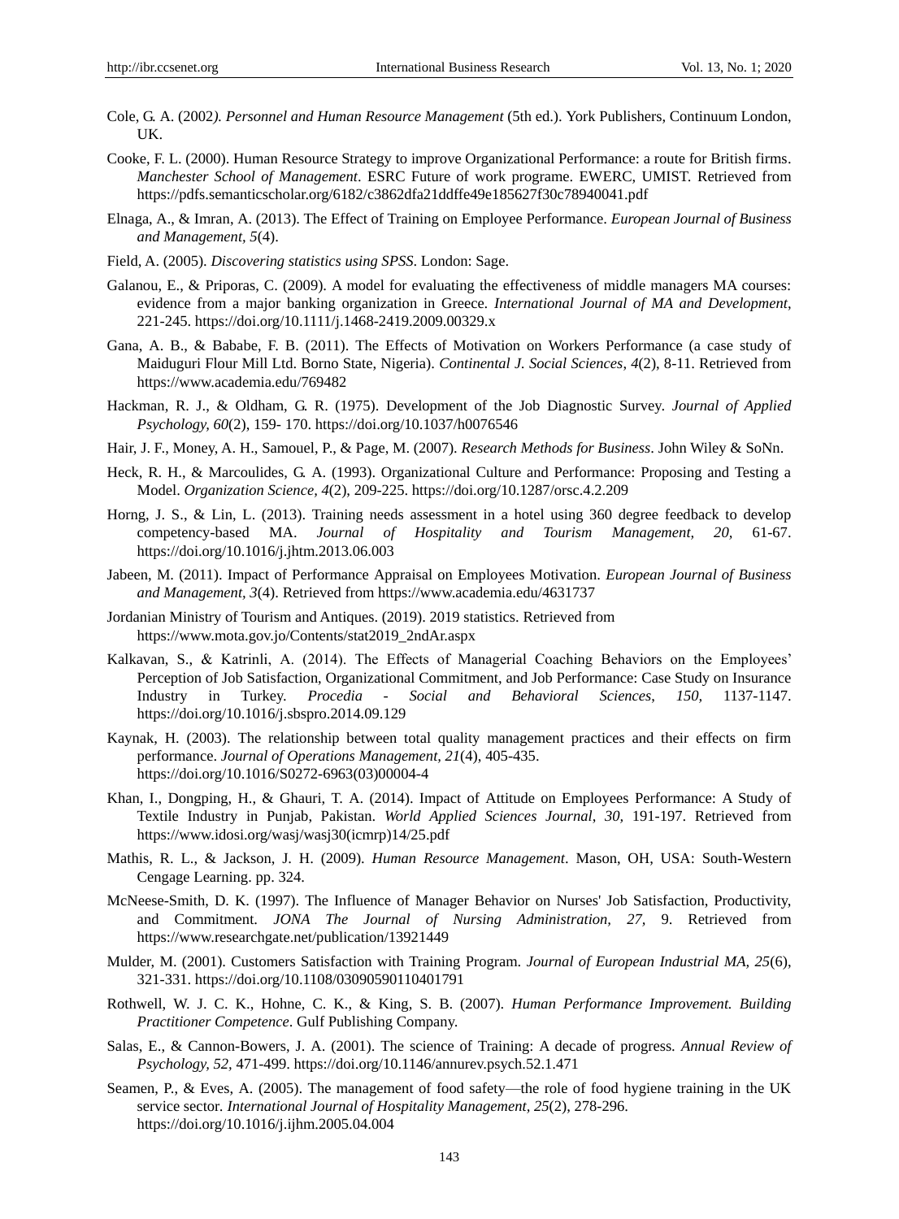Cole, G. A. (2002*). Personnel and Human Resource Management* (5th ed.). York Publishers, Continuum London, UK.

Cooke, F. L. (2000). Human Resource Strategy to improve Organizational Performance: a route for British firms. *Manchester School of Management*. ESRC Future of work programe. EWERC, UMIST. Retrieved from https://pdfs.semanticscholar.org/6182/c3862dfa21ddffe49e185627f30c78940041.pdf

Elnaga, A., & Imran, A. (2013). The Effect of Training on Employee Performance. *European Journal of Business and Management, 5*(4).

Field, A. (2005). *Discovering statistics using SPSS*. London: Sage.

Galanou, E., & Priporas, C. (2009). A model for evaluating the effectiveness of middle managers MA courses: evidence from a major banking organization in Greece. *International Journal of MA and Development*, 221-245. https://doi.org/10.1111/j.1468-2419.2009.00329.x

Gana, A. B., & Bababe, F. B. (2011). The Effects of Motivation on Workers Performance (a case study of Maiduguri Flour Mill Ltd. Borno State, Nigeria). *Continental J. Social Sciences*, *4*(2), 8-11. Retrieved from https://www.academia.edu/769482

Hackman, R. J., & Oldham, G. R. (1975). Development of the Job Diagnostic Survey. *Journal of Applied Psychology, 60*(2), 159- 170. https://doi.org/10.1037/h0076546

Hair, J. F., Money, A. H., Samouel, P., & Page, M. (2007). *Research Methods for Business*. John Wiley & SoNn.

Heck, R. H., & Marcoulides, G. A. (1993). Organizational Culture and Performance: Proposing and Testing a Model. *Organization Science, 4*(2), 209-225. https://doi.org/10.1287/orsc.4.2.209

Horng, J. S., & Lin, L. (2013). Training needs assessment in a hotel using 360 degree feedback to develop competency-based MA. *Journal of Hospitality and Tourism Management, 20,* 61-67. https://doi.org/10.1016/j.jhtm.2013.06.003

Jabeen, M. (2011). Impact of Performance Appraisal on Employees Motivation. *European Journal of Business and Management, 3*(4). Retrieved from https://www.academia.edu/4631737

Jordanian Ministry of Tourism and Antiques. (2019). 2019 statistics. Retrieved from https://www.mota.gov.jo/Contents/stat2019_2ndAr.aspx

Kalkavan, S., & Katrinli, A. (2014). The Effects of Managerial Coaching Behaviors on the Employees' Perception of Job Satisfaction, Organizational Commitment, and Job Performance: Case Study on Insurance Industry in Turkey. *Procedia - Social and Behavioral Sciences*, *150,* 1137-1147. https://doi.org/10.1016/j.sbspro.2014.09.129

Kaynak, H. (2003). The relationship between total quality management practices and their effects on firm performance. *Journal of Operations Management, 21*(4), 405-435. https://doi.org/10.1016/S0272-6963(03)00004-4

Khan, I., Dongping, H., & Ghauri, T. A. (2014). Impact of Attitude on Employees Performance: A Study of Textile Industry in Punjab, Pakistan. *World Applied Sciences Journal*, *30,* 191-197. Retrieved from https://www.idosi.org/wasj/wasj30(icmrp)14/25.pdf

Mathis, R. L., & Jackson, J. H. (2009). *Human Resource Management*. Mason, OH, USA: South-Western Cengage Learning. pp. 324.

McNeese-Smith, D. K. (1997). The Influence of Manager Behavior on Nurses' Job Satisfaction, Productivity, and Commitment. *JONA The Journal of Nursing Administration, 27,* 9. Retrieved from https://www.researchgate.net/publication/13921449

Mulder, M. (2001). Customers Satisfaction with Training Program. *Journal of European Industrial MA, 25*(6), 321-331. https://doi.org/10.1108/03090590110401791

Rothwell, W. J. C. K., Hohne, C. K., & King, S. B. (2007). *Human Performance Improvement. Building Practitioner Competence*. Gulf Publishing Company.

Salas, E., & Cannon-Bowers, J. A. (2001). The science of Training: A decade of progress. *Annual Review of Psychology, 52,* 471-499. https://doi.org/10.1146/annurev.psych.52.1.471

Seamen, P., & Eves, A. (2005). The management of food safety—the role of food hygiene training in the UK service sector. *International Journal of Hospitality Management*, *25*(2), 278-296. https://doi.org/10.1016/j.ijhm.2005.04.004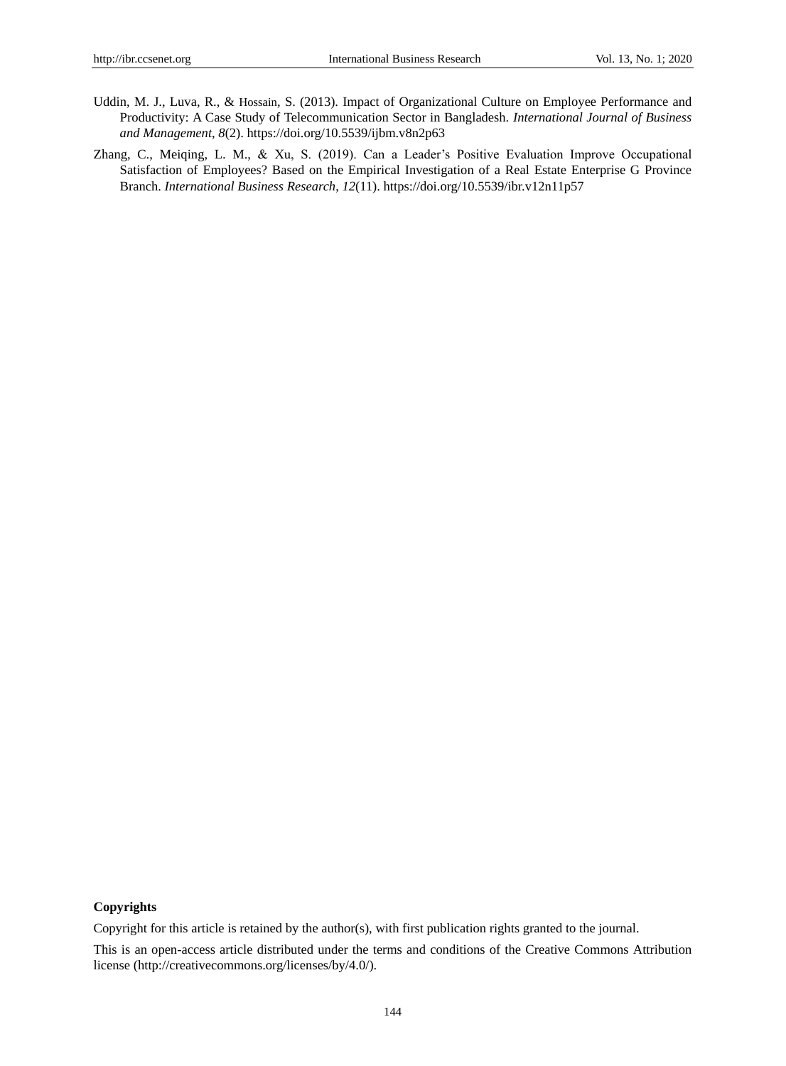Uddin, M. J., Luva, R., & Hossain, S. (2013). Impact of Organizational Culture on Employee Performance and Productivity: A Case Study of Telecommunication Sector in Bangladesh. *International Journal of Business and Management*, *8*(2). https://doi.org/10.5539/ijbm.v8n2p63

Zhang, C., Meiqing, L. M., & Xu, S. (2019). Can a Leader's Positive Evaluation Improve Occupational Satisfaction of Employees? Based on the Empirical Investigation of a Real Estate Enterprise G Province Branch. *International Business Research*, *12*(11). https://doi.org/10.5539/ibr.v12n11p57

**Copyrights**

Copyright for this article is retained by the author(s), with first publication rights granted to the journal.

This is an open-access article distributed under the terms and conditions of the Creative Commons Attribution license (http://creativecommons.org/licenses/by/4.0/).